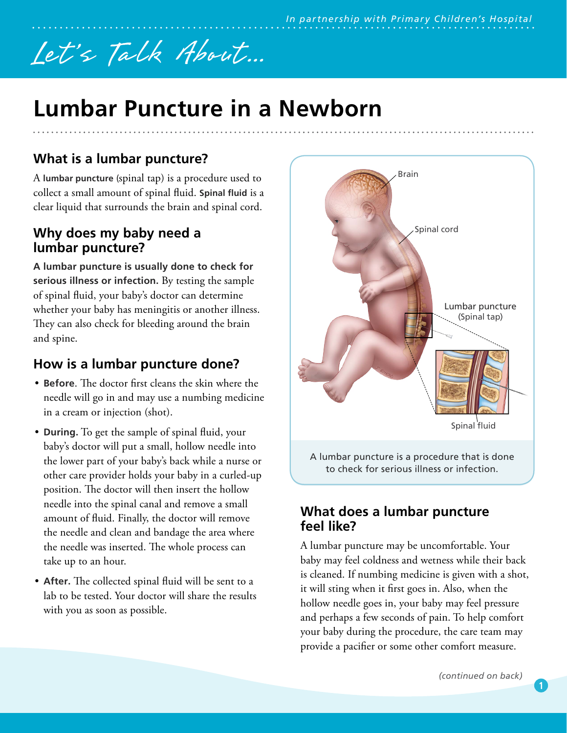*Let's Talk About...*

# Lumbar Puncture in a Newborn

## What is a lumbar puncture?

A **lumbar puncture** (spinal tap) is a procedure used to collect a small amount of spinal fluid. **Spinal fluid** is a clear liquid that surrounds the brain and spinal cord.

## Why does my baby need a lumbar puncture?

**A lumbar puncture is usually done to check for serious illness or infection.** By testing the sample of spinal fluid, your baby's doctor can determine whether your baby has meningitis or another illness. They can also check for bleeding around the brain and spine.

## How is a lumbar puncture done?

- **Before**. The doctor first cleans the skin where the needle will go in and may use a numbing medicine in a cream or injection (shot).
- **During.** To get the sample of spinal fluid, your baby's doctor will put a small, hollow needle into the lower part of your baby's back while a nurse or other care provider holds your baby in a curled-up position. The doctor will then insert the hollow needle into the spinal canal and remove a small amount of fluid. Finally, the doctor will remove the needle and clean and bandage the area where the needle was inserted. The whole process can take up to an hour.
- **After.** The collected spinal fluid will be sent to a lab to be tested. Your doctor will share the results with you as soon as possible.

Brain

Spinal cord

Lumbar puncture (Spinal tap)

Spinal fluid

A lumbar puncture is a procedure that is done to check for serious illness or infection.

## What does a lumbar puncture feel like?

A lumbar puncture may be uncomfortable. Your baby may feel coldness and wetness while their back is cleaned. If numbing medicine is given with a shot, it will sting when it first goes in. Also, when the hollow needle goes in, your baby may feel pressure and perhaps a few seconds of pain. To help comfort your baby during the procedure, the care team may provide a pacifier or some other comfort measure.

*(continued on back)*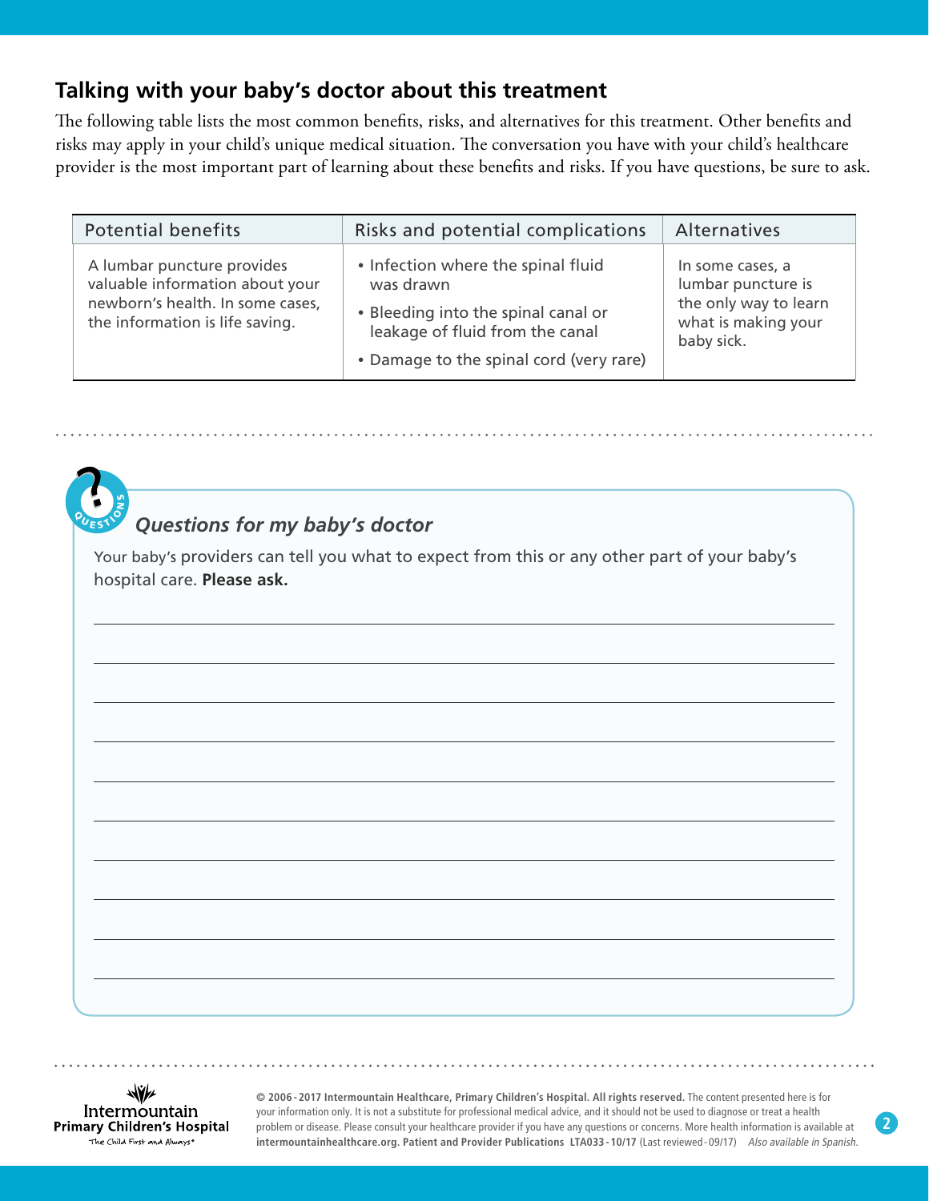## Talking with your baby's doctor about this treatment

The following table lists the most common benefits, risks, and alternatives for this treatment. Other benefits and risks may apply in your child's unique medical situation. The conversation you have with your child's healthcare provider is the most important part of learning about these benefits and risks. If you have questions, be sure to ask.

| Potential benefits | Risks and potential complications | Alternatives |
|---|---|---|
| A lumbar puncture provides valuable information about your newborn's health. In some cases, the information is life saving. | • Infection where the spinal fluid was drawn<br>• Bleeding into the spinal canal or leakage of fluid from the canal<br>• Damage to the spinal cord (very rare) | In some cases, a lumbar puncture is the only way to learn what is making your baby sick. |

### *Questions for my baby's doctor*

Your baby's providers can tell you what to expect from this or any other part of your baby's hospital care. **Please ask.**

Intermountain Primary Children's Hospital
The Child First and Always®

**© 2006-2017 Intermountain Healthcare, Primary Children's Hospital. All rights reserved.** The content presented here is for your information only. It is not a substitute for professional medical advice, and it should not be used to diagnose or treat a health problem or disease. Please consult your healthcare provider if you have any questions or concerns. More health information is available at **intermountainhealthcare.org. Patient and Provider Publications LTA033-10/17** (Last reviewed-09/17) *Also available in Spanish.*